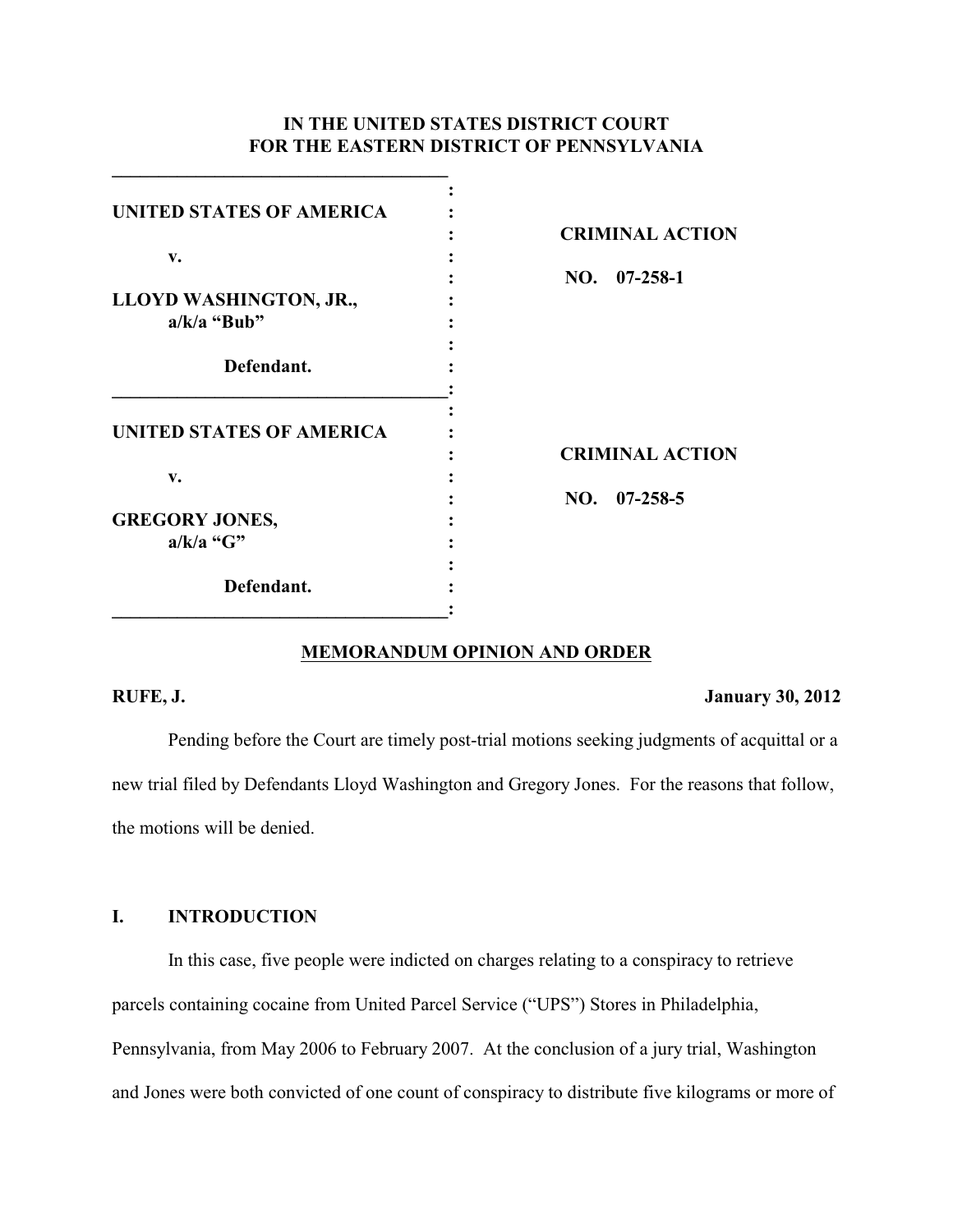**IN THE UNITED STATES DISTRICT COURT**
**FOR THE EASTERN DISTRICT OF PENNSYLVANIA**

| | |
|---|---|
| **UNITED STATES OF AMERICA** | **CRIMINAL ACTION** |
| **v.** | **NO. 07-258-1** |
| **LLOYD WASHINGTON, JR., a/k/a "Bub"** | |
| **Defendant.** | |

| | |
|---|---|
| **UNITED STATES OF AMERICA** | **CRIMINAL ACTION** |
| **v.** | **NO. 07-258-5** |
| **GREGORY JONES, a/k/a "G"** | |
| **Defendant.** | |

**MEMORANDUM OPINION AND ORDER**

**RUFE, J.** **January 30, 2012**

Pending before the Court are timely post-trial motions seeking judgments of acquittal or a new trial filed by Defendants Lloyd Washington and Gregory Jones. For the reasons that follow, the motions will be denied.

## I. INTRODUCTION

In this case, five people were indicted on charges relating to a conspiracy to retrieve parcels containing cocaine from United Parcel Service ("UPS") Stores in Philadelphia, Pennsylvania, from May 2006 to February 2007. At the conclusion of a jury trial, Washington and Jones were both convicted of one count of conspiracy to distribute five kilograms or more of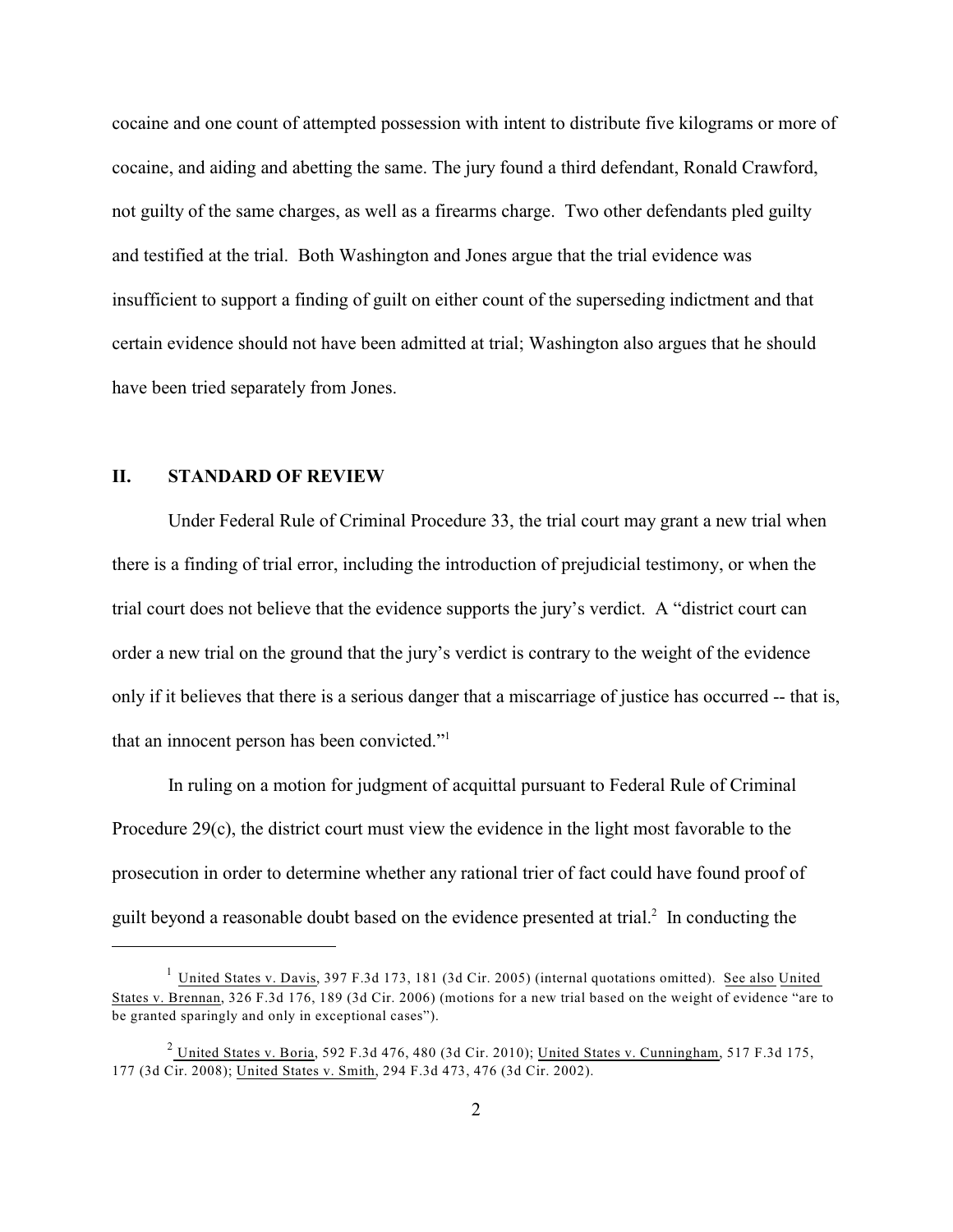cocaine and one count of attempted possession with intent to distribute five kilograms or more of cocaine, and aiding and abetting the same. The jury found a third defendant, Ronald Crawford, not guilty of the same charges, as well as a firearms charge. Two other defendants pled guilty and testified at the trial. Both Washington and Jones argue that the trial evidence was insufficient to support a finding of guilt on either count of the superseding indictment and that certain evidence should not have been admitted at trial; Washington also argues that he should have been tried separately from Jones.

## II. STANDARD OF REVIEW

Under Federal Rule of Criminal Procedure 33, the trial court may grant a new trial when there is a finding of trial error, including the introduction of prejudicial testimony, or when the trial court does not believe that the evidence supports the jury's verdict. A "district court can order a new trial on the ground that the jury's verdict is contrary to the weight of the evidence only if it believes that there is a serious danger that a miscarriage of justice has occurred -- that is, that an innocent person has been convicted."[1]

In ruling on a motion for judgment of acquittal pursuant to Federal Rule of Criminal Procedure 29(c), the district court must view the evidence in the light most favorable to the prosecution in order to determine whether any rational trier of fact could have found proof of guilt beyond a reasonable doubt based on the evidence presented at trial.[2] In conducting the

---

[1] United States v. Davis, 397 F.3d 173, 181 (3d Cir. 2005) (internal quotations omitted). See also United States v. Brennan, 326 F.3d 176, 189 (3d Cir. 2006) (motions for a new trial based on the weight of evidence "are to be granted sparingly and only in exceptional cases").

[2] United States v. Boria, 592 F.3d 476, 480 (3d Cir. 2010); United States v. Cunningham, 517 F.3d 175, 177 (3d Cir. 2008); United States v. Smith, 294 F.3d 473, 476 (3d Cir. 2002).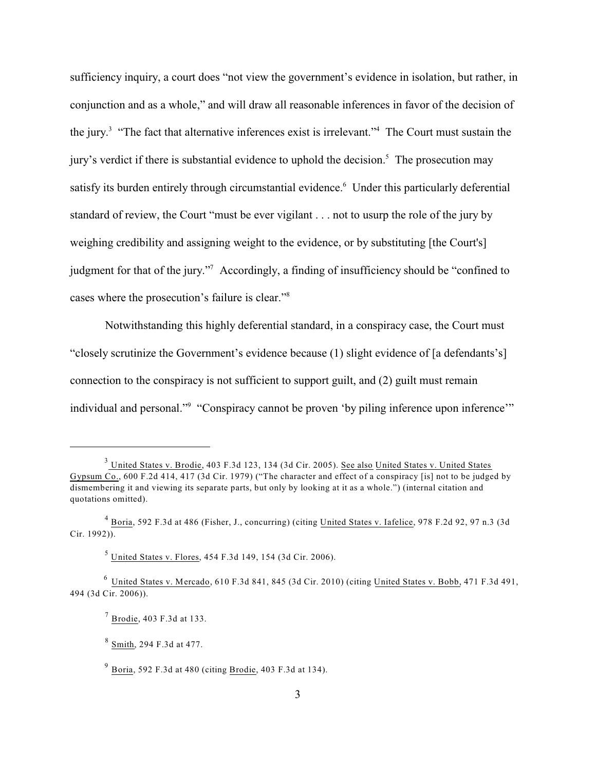sufficiency inquiry, a court does "not view the government's evidence in isolation, but rather, in conjunction and as a whole," and will draw all reasonable inferences in favor of the decision of the jury.[3] "The fact that alternative inferences exist is irrelevant."[4] The Court must sustain the jury's verdict if there is substantial evidence to uphold the decision.[5] The prosecution may satisfy its burden entirely through circumstantial evidence.[6] Under this particularly deferential standard of review, the Court "must be ever vigilant . . . not to usurp the role of the jury by weighing credibility and assigning weight to the evidence, or by substituting [the Court's] judgment for that of the jury."[7] Accordingly, a finding of insufficiency should be "confined to cases where the prosecution's failure is clear."[8]

Notwithstanding this highly deferential standard, in a conspiracy case, the Court must "closely scrutinize the Government's evidence because (1) slight evidence of [a defendants's] connection to the conspiracy is not sufficient to support guilt, and (2) guilt must remain individual and personal."[9] "Conspiracy cannot be proven 'by piling inference upon inference'"

---

[3] United States v. Brodie, 403 F.3d 123, 134 (3d Cir. 2005). See also United States v. United States Gypsum Co., 600 F.2d 414, 417 (3d Cir. 1979) ("The character and effect of a conspiracy [is] not to be judged by dismembering it and viewing its separate parts, but only by looking at it as a whole.") (internal citation and quotations omitted).

[4] Boria, 592 F.3d at 486 (Fisher, J., concurring) (citing United States v. Iafelice, 978 F.2d 92, 97 n.3 (3d Cir. 1992)).

[5] United States v. Flores, 454 F.3d 149, 154 (3d Cir. 2006).

[6] United States v. Mercado, 610 F.3d 841, 845 (3d Cir. 2010) (citing United States v. Bobb, 471 F.3d 491, 494 (3d Cir. 2006)).

[7] Brodie, 403 F.3d at 133.

[8] Smith, 294 F.3d at 477.

[9] Boria, 592 F.3d at 480 (citing Brodie, 403 F.3d at 134).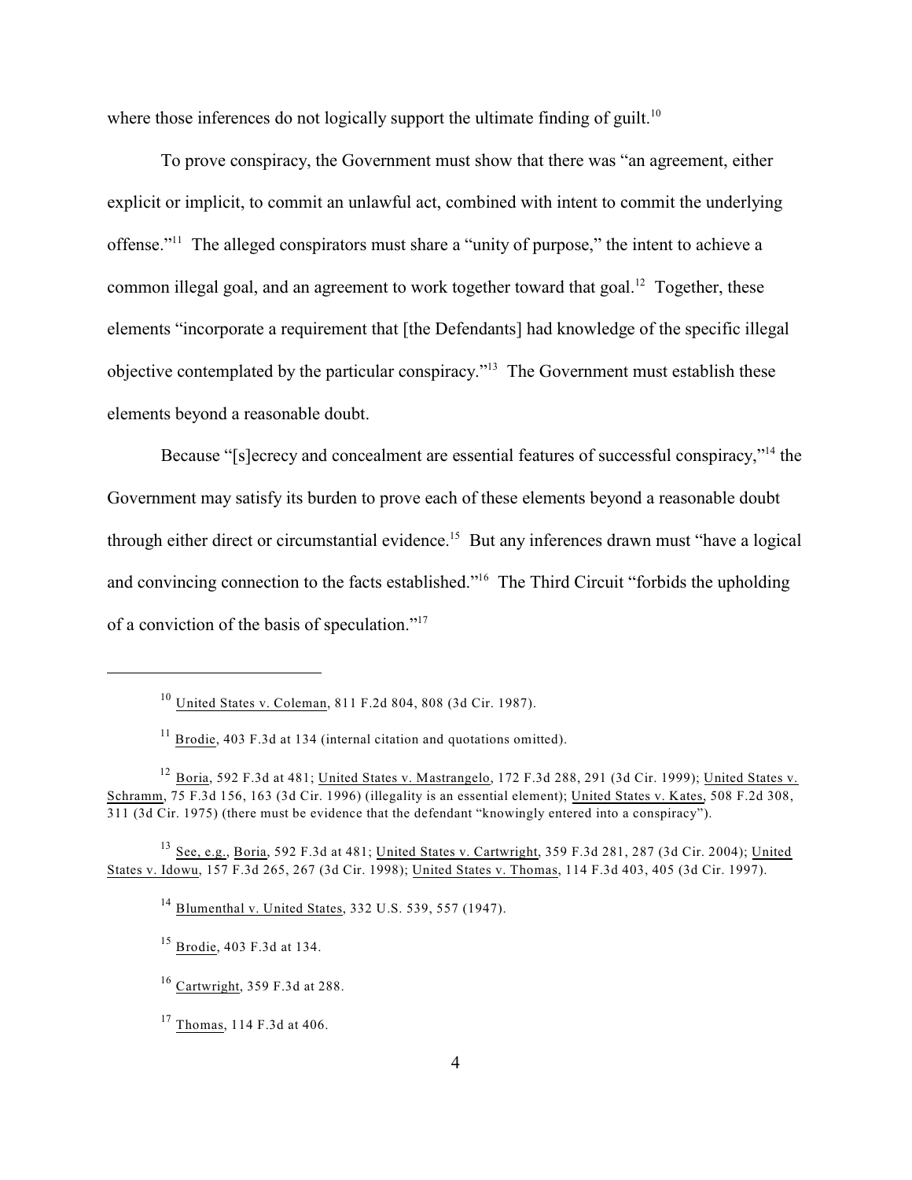where those inferences do not logically support the ultimate finding of guilt.[10]

To prove conspiracy, the Government must show that there was "an agreement, either explicit or implicit, to commit an unlawful act, combined with intent to commit the underlying offense."[11] The alleged conspirators must share a "unity of purpose," the intent to achieve a common illegal goal, and an agreement to work together toward that goal.[12] Together, these elements "incorporate a requirement that [the Defendants] had knowledge of the specific illegal objective contemplated by the particular conspiracy."[13] The Government must establish these elements beyond a reasonable doubt.

Because "[s]ecrecy and concealment are essential features of successful conspiracy,"[14] the Government may satisfy its burden to prove each of these elements beyond a reasonable doubt through either direct or circumstantial evidence.[15] But any inferences drawn must "have a logical and convincing connection to the facts established."[16] The Third Circuit "forbids the upholding of a conviction of the basis of speculation."[17]

---

[10] United States v. Coleman, 811 F.2d 804, 808 (3d Cir. 1987).

[11] Brodie, 403 F.3d at 134 (internal citation and quotations omitted).

[12] Boria, 592 F.3d at 481; United States v. Mastrangelo, 172 F.3d 288, 291 (3d Cir. 1999); United States v. Schramm, 75 F.3d 156, 163 (3d Cir. 1996) (illegality is an essential element); United States v. Kates, 508 F.2d 308, 311 (3d Cir. 1975) (there must be evidence that the defendant "knowingly entered into a conspiracy").

[13] See, e.g., Boria, 592 F.3d at 481; United States v. Cartwright, 359 F.3d 281, 287 (3d Cir. 2004); United States v. Idowu, 157 F.3d 265, 267 (3d Cir. 1998); United States v. Thomas, 114 F.3d 403, 405 (3d Cir. 1997).

[14] Blumenthal v. United States, 332 U.S. 539, 557 (1947).

[15] Brodie, 403 F.3d at 134.

[16] Cartwright, 359 F.3d at 288.

[17] Thomas, 114 F.3d at 406.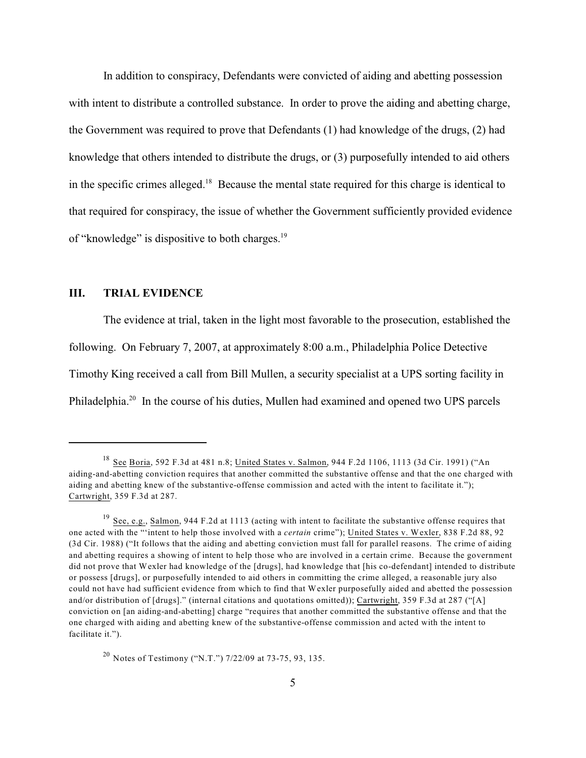In addition to conspiracy, Defendants were convicted of aiding and abetting possession with intent to distribute a controlled substance. In order to prove the aiding and abetting charge, the Government was required to prove that Defendants (1) had knowledge of the drugs, (2) had knowledge that others intended to distribute the drugs, or (3) purposefully intended to aid others in the specific crimes alleged.[18] Because the mental state required for this charge is identical to that required for conspiracy, the issue of whether the Government sufficiently provided evidence of "knowledge" is dispositive to both charges.[19]

## III. TRIAL EVIDENCE

The evidence at trial, taken in the light most favorable to the prosecution, established the following. On February 7, 2007, at approximately 8:00 a.m., Philadelphia Police Detective Timothy King received a call from Bill Mullen, a security specialist at a UPS sorting facility in Philadelphia.[20] In the course of his duties, Mullen had examined and opened two UPS parcels

---

[18] See Boria, 592 F.3d at 481 n.8; United States v. Salmon, 944 F.2d 1106, 1113 (3d Cir. 1991) ("An aiding-and-abetting conviction requires that another committed the substantive offense and that the one charged with aiding and abetting knew of the substantive-offense commission and acted with the intent to facilitate it."); Cartwright, 359 F.3d at 287.

[19] See, e.g., Salmon, 944 F.2d at 1113 (acting with intent to facilitate the substantive offense requires that one acted with the "'intent to help those involved with a *certain* crime"); United States v. Wexler, 838 F.2d 88, 92 (3d Cir. 1988) ("It follows that the aiding and abetting conviction must fall for parallel reasons. The crime of aiding and abetting requires a showing of intent to help those who are involved in a certain crime. Because the government did not prove that Wexler had knowledge of the [drugs], had knowledge that [his co-defendant] intended to distribute or possess [drugs], or purposefully intended to aid others in committing the crime alleged, a reasonable jury also could not have had sufficient evidence from which to find that Wexler purposefully aided and abetted the possession and/or distribution of [drugs]." (internal citations and quotations omitted)); Cartwright, 359 F.3d at 287 ("[A] conviction on [an aiding-and-abetting] charge "requires that another committed the substantive offense and that the one charged with aiding and abetting knew of the substantive-offense commission and acted with the intent to facilitate it.").

[20] Notes of Testimony ("N.T.") 7/22/09 at 73-75, 93, 135.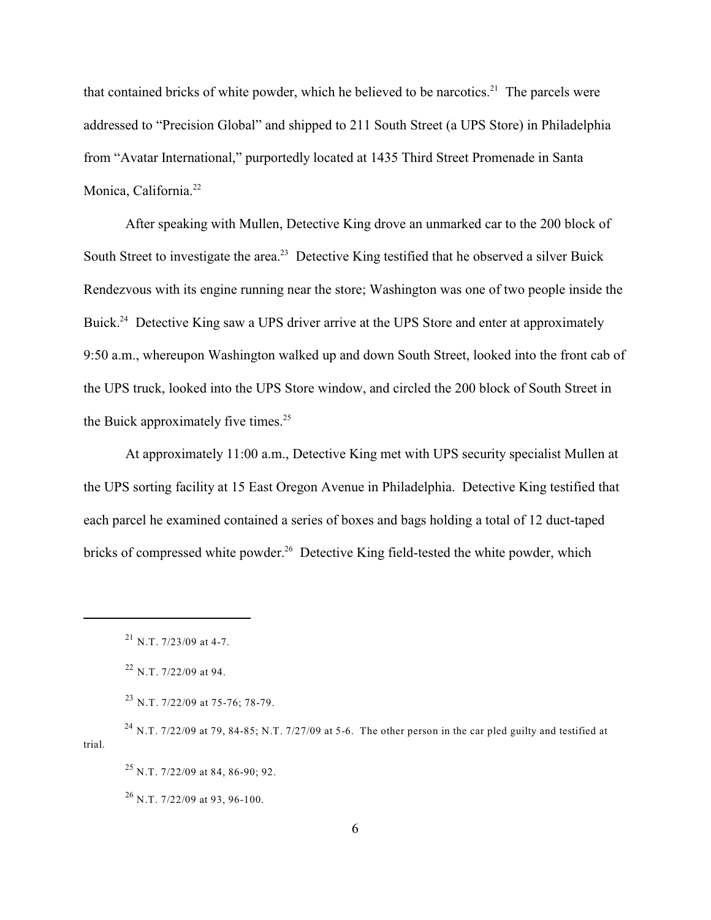that contained bricks of white powder, which he believed to be narcotics.[21] The parcels were addressed to "Precision Global" and shipped to 211 South Street (a UPS Store) in Philadelphia from "Avatar International," purportedly located at 1435 Third Street Promenade in Santa Monica, California.[22]

After speaking with Mullen, Detective King drove an unmarked car to the 200 block of South Street to investigate the area.[23] Detective King testified that he observed a silver Buick Rendezvous with its engine running near the store; Washington was one of two people inside the Buick.[24] Detective King saw a UPS driver arrive at the UPS Store and enter at approximately 9:50 a.m., whereupon Washington walked up and down South Street, looked into the front cab of the UPS truck, looked into the UPS Store window, and circled the 200 block of South Street in the Buick approximately five times.[25]

At approximately 11:00 a.m., Detective King met with UPS security specialist Mullen at the UPS sorting facility at 15 East Oregon Avenue in Philadelphia. Detective King testified that each parcel he examined contained a series of boxes and bags holding a total of 12 duct-taped bricks of compressed white powder.[26] Detective King field-tested the white powder, which

---

[21] N.T. 7/23/09 at 4-7.

[22] N.T. 7/22/09 at 94.

[23] N.T. 7/22/09 at 75-76; 78-79.

[24] N.T. 7/22/09 at 79, 84-85; N.T. 7/27/09 at 5-6. The other person in the car pled guilty and testified at trial.

[25] N.T. 7/22/09 at 84, 86-90; 92.

[26] N.T. 7/22/09 at 93, 96-100.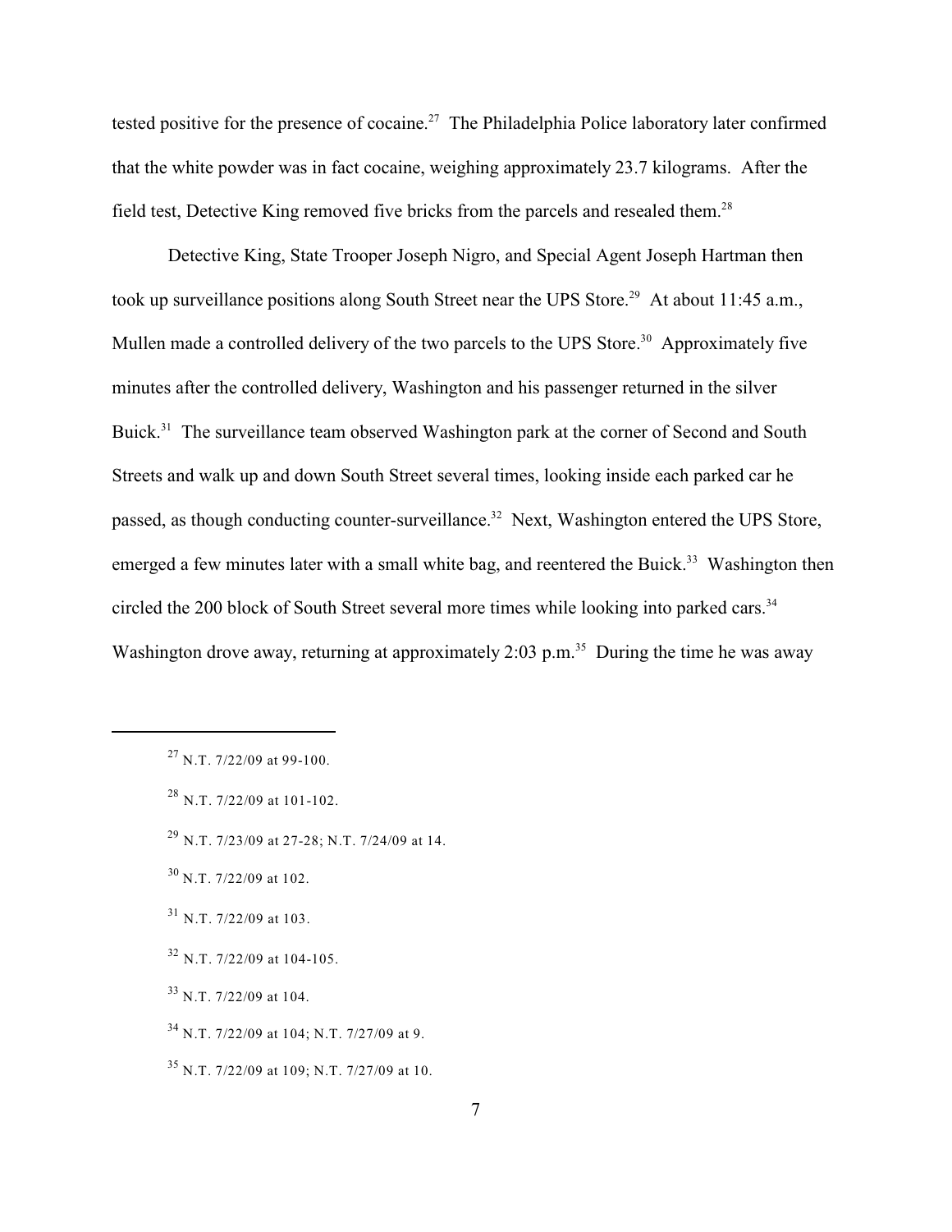tested positive for the presence of cocaine.[27] The Philadelphia Police laboratory later confirmed that the white powder was in fact cocaine, weighing approximately 23.7 kilograms. After the field test, Detective King removed five bricks from the parcels and resealed them.[28]

Detective King, State Trooper Joseph Nigro, and Special Agent Joseph Hartman then took up surveillance positions along South Street near the UPS Store.[29] At about 11:45 a.m., Mullen made a controlled delivery of the two parcels to the UPS Store.[30] Approximately five minutes after the controlled delivery, Washington and his passenger returned in the silver Buick.[31] The surveillance team observed Washington park at the corner of Second and South Streets and walk up and down South Street several times, looking inside each parked car he passed, as though conducting counter-surveillance.[32] Next, Washington entered the UPS Store, emerged a few minutes later with a small white bag, and reentered the Buick.[33] Washington then circled the 200 block of South Street several more times while looking into parked cars.[34] Washington drove away, returning at approximately 2:03 p.m.[35] During the time he was away

---

[27] N.T. 7/22/09 at 99-100.

[28] N.T. 7/22/09 at 101-102.

[29] N.T. 7/23/09 at 27-28; N.T. 7/24/09 at 14.

[30] N.T. 7/22/09 at 102.

[31] N.T. 7/22/09 at 103.

[32] N.T. 7/22/09 at 104-105.

[33] N.T. 7/22/09 at 104.

[34] N.T. 7/22/09 at 104; N.T. 7/27/09 at 9.

[35] N.T. 7/22/09 at 109; N.T. 7/27/09 at 10.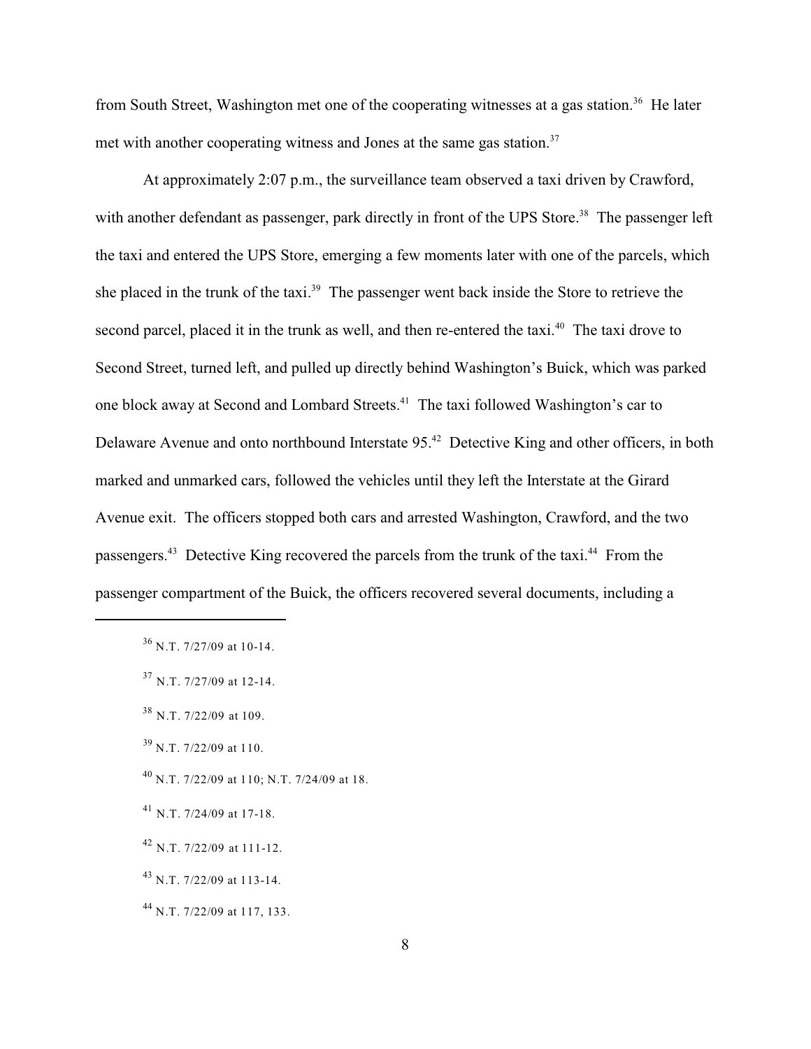from South Street, Washington met one of the cooperating witnesses at a gas station.[36] He later met with another cooperating witness and Jones at the same gas station.[37]

At approximately 2:07 p.m., the surveillance team observed a taxi driven by Crawford, with another defendant as passenger, park directly in front of the UPS Store.[38] The passenger left the taxi and entered the UPS Store, emerging a few moments later with one of the parcels, which she placed in the trunk of the taxi.[39] The passenger went back inside the Store to retrieve the second parcel, placed it in the trunk as well, and then re-entered the taxi.[40] The taxi drove to Second Street, turned left, and pulled up directly behind Washington's Buick, which was parked one block away at Second and Lombard Streets.[41] The taxi followed Washington's car to Delaware Avenue and onto northbound Interstate 95.[42] Detective King and other officers, in both marked and unmarked cars, followed the vehicles until they left the Interstate at the Girard Avenue exit. The officers stopped both cars and arrested Washington, Crawford, and the two passengers.[43] Detective King recovered the parcels from the trunk of the taxi.[44] From the passenger compartment of the Buick, the officers recovered several documents, including a

---

[36] N.T. 7/27/09 at 10-14.

[37] N.T. 7/27/09 at 12-14.

[38] N.T. 7/22/09 at 109.

[39] N.T. 7/22/09 at 110.

[40] N.T. 7/22/09 at 110; N.T. 7/24/09 at 18.

[41] N.T. 7/24/09 at 17-18.

[42] N.T. 7/22/09 at 111-12.

[43] N.T. 7/22/09 at 113-14.

[44] N.T. 7/22/09 at 117, 133.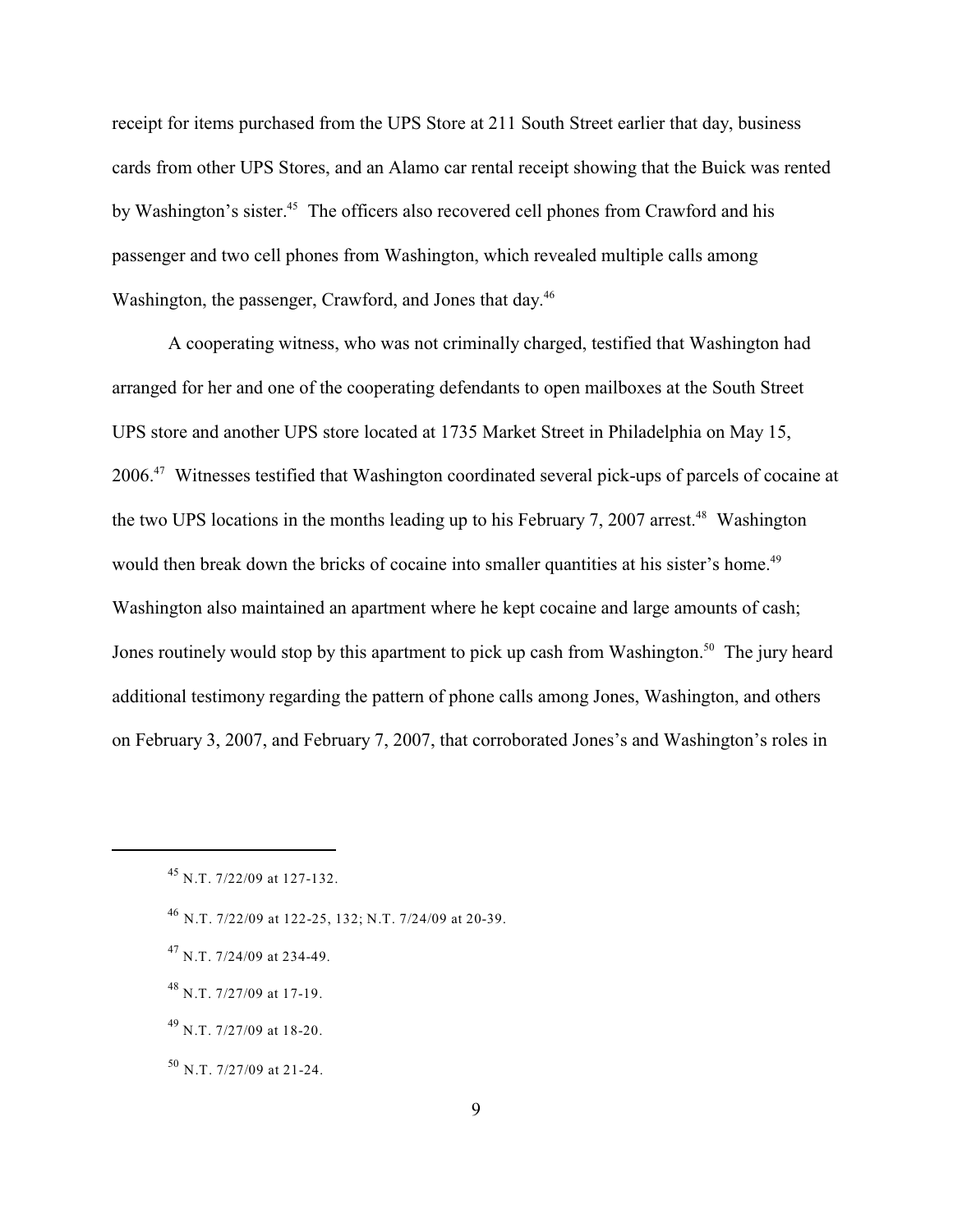receipt for items purchased from the UPS Store at 211 South Street earlier that day, business cards from other UPS Stores, and an Alamo car rental receipt showing that the Buick was rented by Washington's sister.[45] The officers also recovered cell phones from Crawford and his passenger and two cell phones from Washington, which revealed multiple calls among Washington, the passenger, Crawford, and Jones that day.[46]

A cooperating witness, who was not criminally charged, testified that Washington had arranged for her and one of the cooperating defendants to open mailboxes at the South Street UPS store and another UPS store located at 1735 Market Street in Philadelphia on May 15, 2006.[47] Witnesses testified that Washington coordinated several pick-ups of parcels of cocaine at the two UPS locations in the months leading up to his February 7, 2007 arrest.[48] Washington would then break down the bricks of cocaine into smaller quantities at his sister's home.[49] Washington also maintained an apartment where he kept cocaine and large amounts of cash; Jones routinely would stop by this apartment to pick up cash from Washington.[50] The jury heard additional testimony regarding the pattern of phone calls among Jones, Washington, and others on February 3, 2007, and February 7, 2007, that corroborated Jones's and Washington's roles in

---

[45] N.T. 7/22/09 at 127-132.

[46] N.T. 7/22/09 at 122-25, 132; N.T. 7/24/09 at 20-39.

[47] N.T. 7/24/09 at 234-49.

[48] N.T. 7/27/09 at 17-19.

[49] N.T. 7/27/09 at 18-20.

[50] N.T. 7/27/09 at 21-24.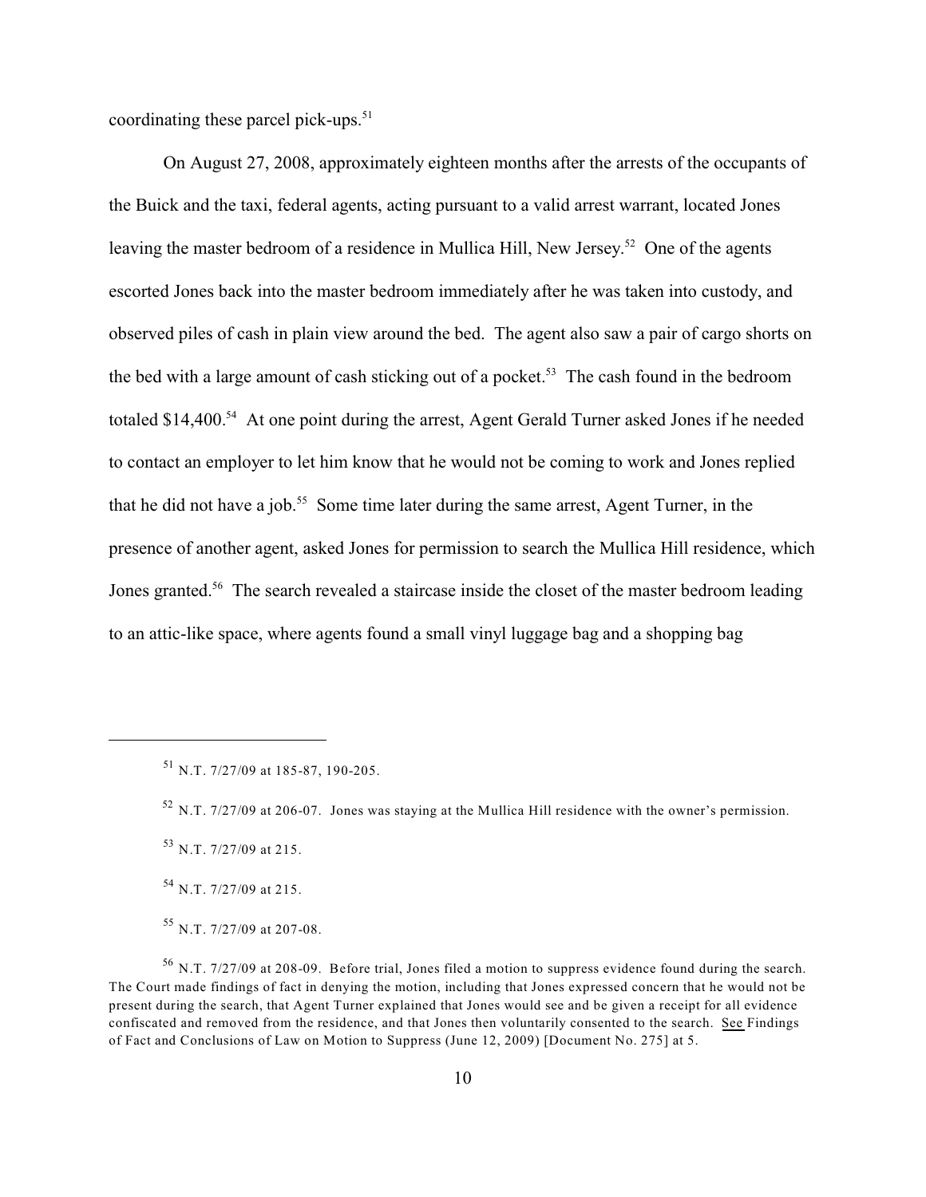coordinating these parcel pick-ups.[51]

On August 27, 2008, approximately eighteen months after the arrests of the occupants of the Buick and the taxi, federal agents, acting pursuant to a valid arrest warrant, located Jones leaving the master bedroom of a residence in Mullica Hill, New Jersey.[52] One of the agents escorted Jones back into the master bedroom immediately after he was taken into custody, and observed piles of cash in plain view around the bed. The agent also saw a pair of cargo shorts on the bed with a large amount of cash sticking out of a pocket.[53] The cash found in the bedroom totaled $14,400.[54] At one point during the arrest, Agent Gerald Turner asked Jones if he needed to contact an employer to let him know that he would not be coming to work and Jones replied that he did not have a job.[55] Some time later during the same arrest, Agent Turner, in the presence of another agent, asked Jones for permission to search the Mullica Hill residence, which Jones granted.[56] The search revealed a staircase inside the closet of the master bedroom leading to an attic-like space, where agents found a small vinyl luggage bag and a shopping bag

---

[51] N.T. 7/27/09 at 185-87, 190-205.

[52] N.T. 7/27/09 at 206-07. Jones was staying at the Mullica Hill residence with the owner's permission.

[53] N.T. 7/27/09 at 215.

[54] N.T. 7/27/09 at 215.

[55] N.T. 7/27/09 at 207-08.

[56] N.T. 7/27/09 at 208-09. Before trial, Jones filed a motion to suppress evidence found during the search. The Court made findings of fact in denying the motion, including that Jones expressed concern that he would not be present during the search, that Agent Turner explained that Jones would see and be given a receipt for all evidence confiscated and removed from the residence, and that Jones then voluntarily consented to the search. See Findings of Fact and Conclusions of Law on Motion to Suppress (June 12, 2009) [Document No. 275] at 5.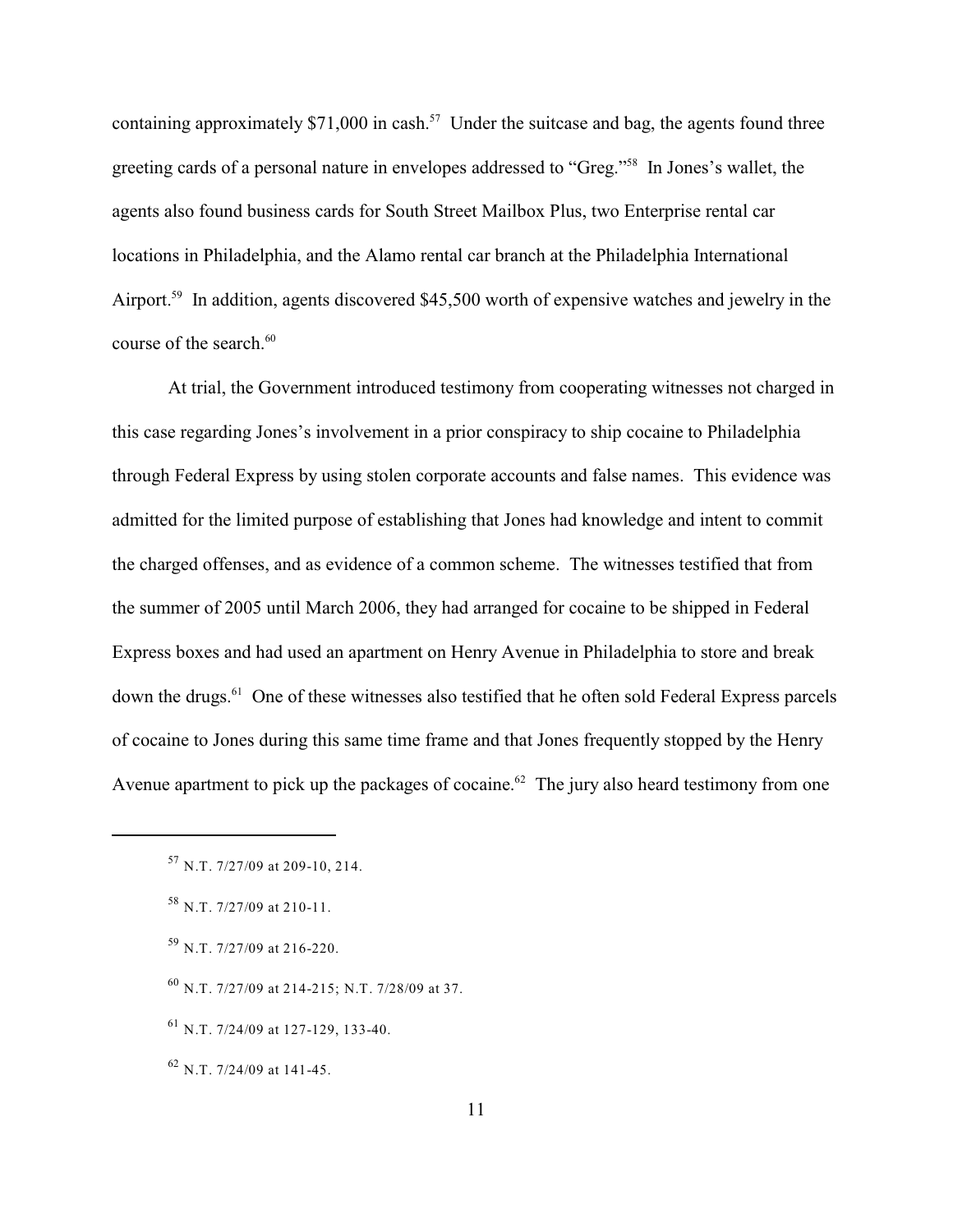containing approximately $71,000 in cash.[57] Under the suitcase and bag, the agents found three greeting cards of a personal nature in envelopes addressed to "Greg."[58] In Jones's wallet, the agents also found business cards for South Street Mailbox Plus, two Enterprise rental car locations in Philadelphia, and the Alamo rental car branch at the Philadelphia International Airport.[59] In addition, agents discovered $45,500 worth of expensive watches and jewelry in the course of the search.[60]

At trial, the Government introduced testimony from cooperating witnesses not charged in this case regarding Jones's involvement in a prior conspiracy to ship cocaine to Philadelphia through Federal Express by using stolen corporate accounts and false names. This evidence was admitted for the limited purpose of establishing that Jones had knowledge and intent to commit the charged offenses, and as evidence of a common scheme. The witnesses testified that from the summer of 2005 until March 2006, they had arranged for cocaine to be shipped in Federal Express boxes and had used an apartment on Henry Avenue in Philadelphia to store and break down the drugs.[61] One of these witnesses also testified that he often sold Federal Express parcels of cocaine to Jones during this same time frame and that Jones frequently stopped by the Henry Avenue apartment to pick up the packages of cocaine.[62] The jury also heard testimony from one

---

[57] N.T. 7/27/09 at 209-10, 214.

[58] N.T. 7/27/09 at 210-11.

[59] N.T. 7/27/09 at 216-220.

[60] N.T. 7/27/09 at 214-215; N.T. 7/28/09 at 37.

[61] N.T. 7/24/09 at 127-129, 133-40.

[62] N.T. 7/24/09 at 141-45.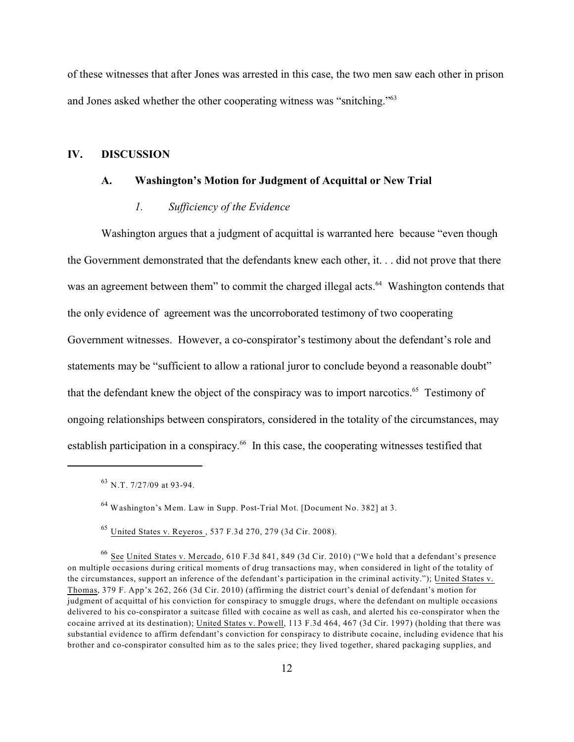of these witnesses that after Jones was arrested in this case, the two men saw each other in prison and Jones asked whether the other cooperating witness was "snitching."[63]

## IV. DISCUSSION

### A. Washington's Motion for Judgment of Acquittal or New Trial

#### *1. Sufficiency of the Evidence*

Washington argues that a judgment of acquittal is warranted here because "even though the Government demonstrated that the defendants knew each other, it. . . did not prove that there was an agreement between them" to commit the charged illegal acts.[64] Washington contends that the only evidence of agreement was the uncorroborated testimony of two cooperating Government witnesses. However, a co-conspirator's testimony about the defendant's role and statements may be "sufficient to allow a rational juror to conclude beyond a reasonable doubt" that the defendant knew the object of the conspiracy was to import narcotics.[65] Testimony of ongoing relationships between conspirators, considered in the totality of the circumstances, may establish participation in a conspiracy.[66] In this case, the cooperating witnesses testified that

---

[63] N.T. 7/27/09 at 93-94.

[64] Washington's Mem. Law in Supp. Post-Trial Mot. [Document No. 382] at 3.

[65] United States v. Reyeros , 537 F.3d 270, 279 (3d Cir. 2008).

[66] See United States v. Mercado, 610 F.3d 841, 849 (3d Cir. 2010) ("We hold that a defendant's presence on multiple occasions during critical moments of drug transactions may, when considered in light of the totality of the circumstances, support an inference of the defendant's participation in the criminal activity."); United States v. Thomas, 379 F. App'x 262, 266 (3d Cir. 2010) (affirming the district court's denial of defendant's motion for judgment of acquittal of his conviction for conspiracy to smuggle drugs, where the defendant on multiple occasions delivered to his co-conspirator a suitcase filled with cocaine as well as cash, and alerted his co-conspirator when the cocaine arrived at its destination); United States v. Powell, 113 F.3d 464, 467 (3d Cir. 1997) (holding that there was substantial evidence to affirm defendant's conviction for conspiracy to distribute cocaine, including evidence that his brother and co-conspirator consulted him as to the sales price; they lived together, shared packaging supplies, and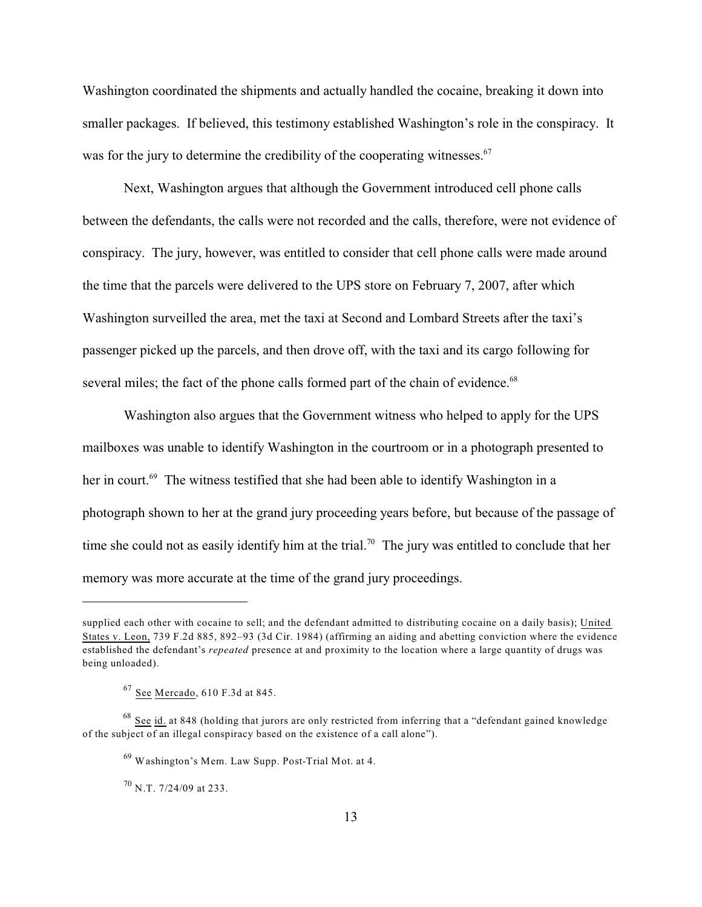Washington coordinated the shipments and actually handled the cocaine, breaking it down into smaller packages. If believed, this testimony established Washington's role in the conspiracy. It was for the jury to determine the credibility of the cooperating witnesses.[67]

Next, Washington argues that although the Government introduced cell phone calls between the defendants, the calls were not recorded and the calls, therefore, were not evidence of conspiracy. The jury, however, was entitled to consider that cell phone calls were made around the time that the parcels were delivered to the UPS store on February 7, 2007, after which Washington surveilled the area, met the taxi at Second and Lombard Streets after the taxi's passenger picked up the parcels, and then drove off, with the taxi and its cargo following for several miles; the fact of the phone calls formed part of the chain of evidence.[68]

Washington also argues that the Government witness who helped to apply for the UPS mailboxes was unable to identify Washington in the courtroom or in a photograph presented to her in court.[69] The witness testified that she had been able to identify Washington in a photograph shown to her at the grand jury proceeding years before, but because of the passage of time she could not as easily identify him at the trial.[70] The jury was entitled to conclude that her memory was more accurate at the time of the grand jury proceedings.

---

supplied each other with cocaine to sell; and the defendant admitted to distributing cocaine on a daily basis); United States v. Leon, 739 F.2d 885, 892–93 (3d Cir. 1984) (affirming an aiding and abetting conviction where the evidence established the defendant's *repeated* presence at and proximity to the location where a large quantity of drugs was being unloaded).

[67] See Mercado, 610 F.3d at 845.

[68] See id. at 848 (holding that jurors are only restricted from inferring that a "defendant gained knowledge of the subject of an illegal conspiracy based on the existence of a call alone").

[69] Washington's Mem. Law Supp. Post-Trial Mot. at 4.

[70] N.T. 7/24/09 at 233.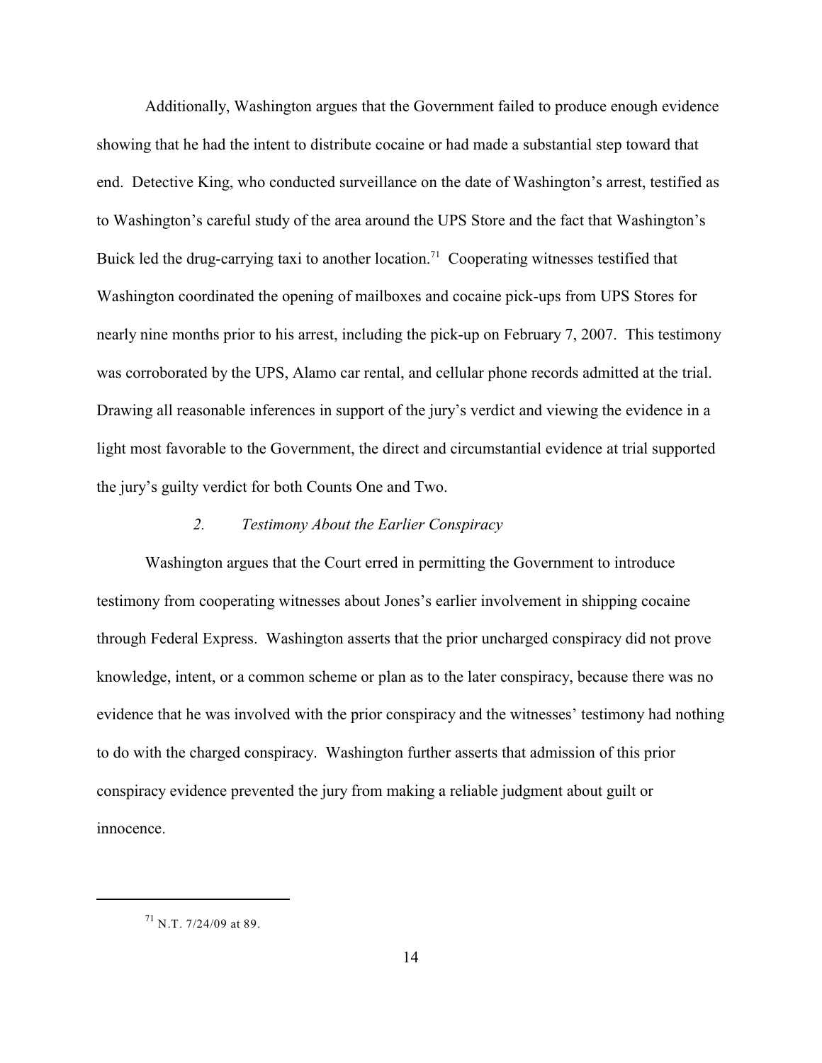Additionally, Washington argues that the Government failed to produce enough evidence showing that he had the intent to distribute cocaine or had made a substantial step toward that end. Detective King, who conducted surveillance on the date of Washington's arrest, testified as to Washington's careful study of the area around the UPS Store and the fact that Washington's Buick led the drug-carrying taxi to another location.[71] Cooperating witnesses testified that Washington coordinated the opening of mailboxes and cocaine pick-ups from UPS Stores for nearly nine months prior to his arrest, including the pick-up on February 7, 2007. This testimony was corroborated by the UPS, Alamo car rental, and cellular phone records admitted at the trial. Drawing all reasonable inferences in support of the jury's verdict and viewing the evidence in a light most favorable to the Government, the direct and circumstantial evidence at trial supported the jury's guilty verdict for both Counts One and Two.

*2. Testimony About the Earlier Conspiracy*

Washington argues that the Court erred in permitting the Government to introduce testimony from cooperating witnesses about Jones's earlier involvement in shipping cocaine through Federal Express. Washington asserts that the prior uncharged conspiracy did not prove knowledge, intent, or a common scheme or plan as to the later conspiracy, because there was no evidence that he was involved with the prior conspiracy and the witnesses' testimony had nothing to do with the charged conspiracy. Washington further asserts that admission of this prior conspiracy evidence prevented the jury from making a reliable judgment about guilt or innocence.

---

[71] N.T. 7/24/09 at 89.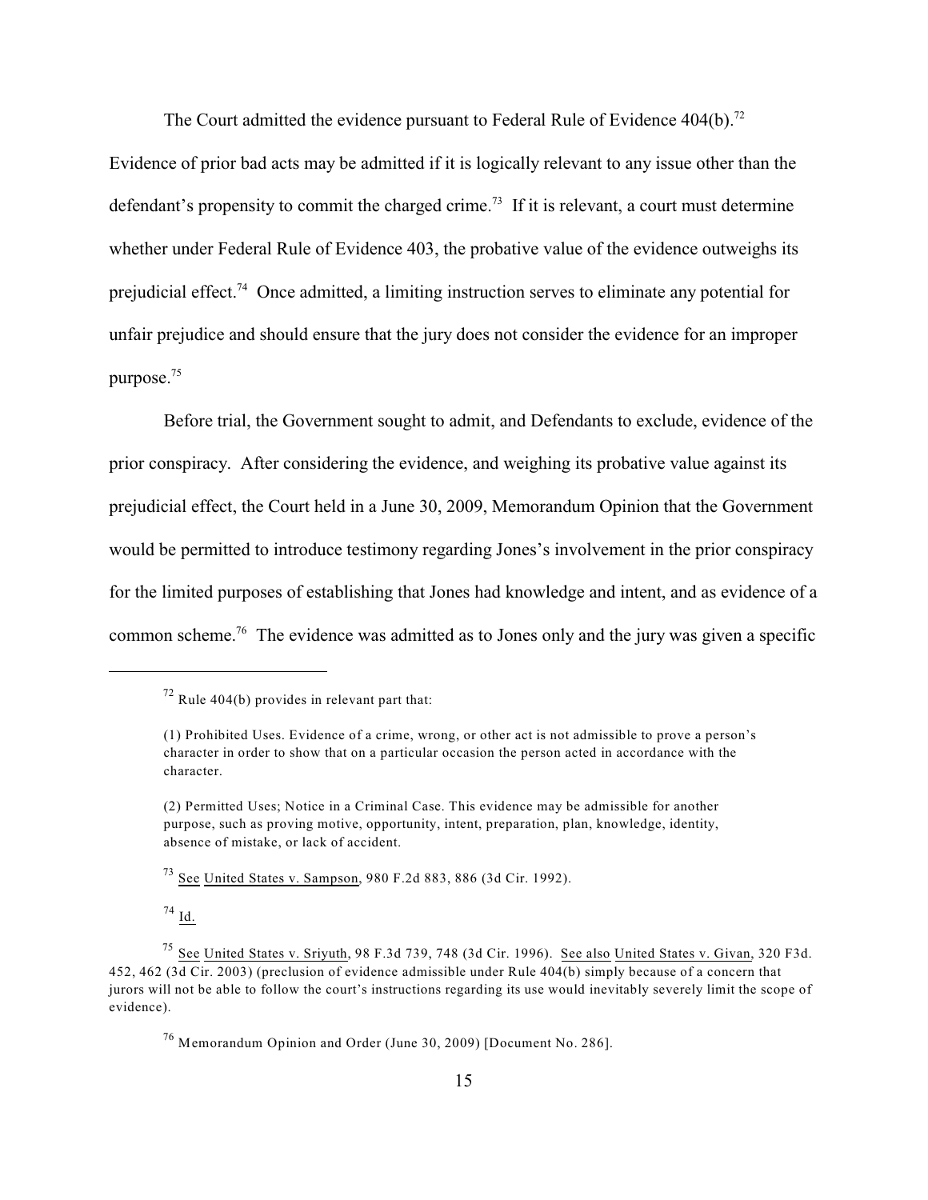The Court admitted the evidence pursuant to Federal Rule of Evidence 404(b).[72] Evidence of prior bad acts may be admitted if it is logically relevant to any issue other than the defendant's propensity to commit the charged crime.[73] If it is relevant, a court must determine whether under Federal Rule of Evidence 403, the probative value of the evidence outweighs its prejudicial effect.[74] Once admitted, a limiting instruction serves to eliminate any potential for unfair prejudice and should ensure that the jury does not consider the evidence for an improper purpose.[75]

Before trial, the Government sought to admit, and Defendants to exclude, evidence of the prior conspiracy. After considering the evidence, and weighing its probative value against its prejudicial effect, the Court held in a June 30, 2009, Memorandum Opinion that the Government would be permitted to introduce testimony regarding Jones's involvement in the prior conspiracy for the limited purposes of establishing that Jones had knowledge and intent, and as evidence of a common scheme.[76] The evidence was admitted as to Jones only and the jury was given a specific

---

[72] Rule 404(b) provides in relevant part that:

(1) Prohibited Uses. Evidence of a crime, wrong, or other act is not admissible to prove a person's character in order to show that on a particular occasion the person acted in accordance with the character.

(2) Permitted Uses; Notice in a Criminal Case. This evidence may be admissible for another purpose, such as proving motive, opportunity, intent, preparation, plan, knowledge, identity, absence of mistake, or lack of accident.

[73] See United States v. Sampson, 980 F.2d 883, 886 (3d Cir. 1992).

[74] Id.

[75] See United States v. Sriyuth, 98 F.3d 739, 748 (3d Cir. 1996). See also United States v. Givan, 320 F3d. 452, 462 (3d Cir. 2003) (preclusion of evidence admissible under Rule 404(b) simply because of a concern that jurors will not be able to follow the court's instructions regarding its use would inevitably severely limit the scope of evidence).

[76] Memorandum Opinion and Order (June 30, 2009) [Document No. 286].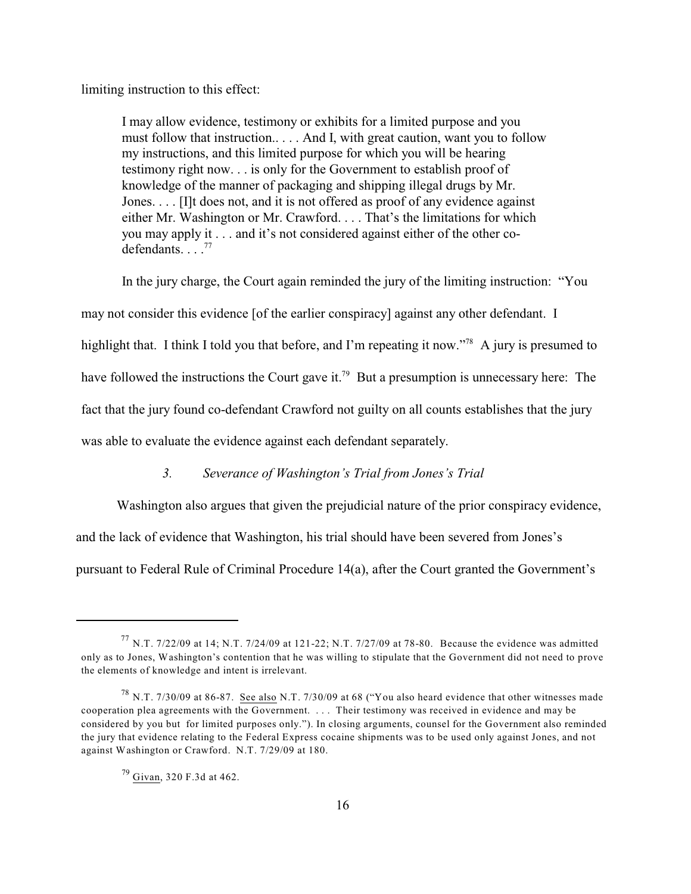limiting instruction to this effect:

> I may allow evidence, testimony or exhibits for a limited purpose and you must follow that instruction.. . . . And I, with great caution, want you to follow my instructions, and this limited purpose for which you will be hearing testimony right now. . . is only for the Government to establish proof of knowledge of the manner of packaging and shipping illegal drugs by Mr. Jones. . . . [I]t does not, and it is not offered as proof of any evidence against either Mr. Washington or Mr. Crawford. . . . That's the limitations for which you may apply it . . . and it's not considered against either of the other co-defendants. . . .[77]

In the jury charge, the Court again reminded the jury of the limiting instruction: "You may not consider this evidence [of the earlier conspiracy] against any other defendant. I highlight that. I think I told you that before, and I'm repeating it now."[78] A jury is presumed to have followed the instructions the Court gave it.[79] But a presumption is unnecessary here: The fact that the jury found co-defendant Crawford not guilty on all counts establishes that the jury was able to evaluate the evidence against each defendant separately.

### *3. Severance of Washington's Trial from Jones's Trial*

Washington also argues that given the prejudicial nature of the prior conspiracy evidence, and the lack of evidence that Washington, his trial should have been severed from Jones's pursuant to Federal Rule of Criminal Procedure 14(a), after the Court granted the Government's

---

[77] N.T. 7/22/09 at 14; N.T. 7/24/09 at 121-22; N.T. 7/27/09 at 78-80. Because the evidence was admitted only as to Jones, Washington's contention that he was willing to stipulate that the Government did not need to prove the elements of knowledge and intent is irrelevant.

[78] N.T. 7/30/09 at 86-87. See also N.T. 7/30/09 at 68 ("You also heard evidence that other witnesses made cooperation plea agreements with the Government. . . . Their testimony was received in evidence and may be considered by you but for limited purposes only."). In closing arguments, counsel for the Government also reminded the jury that evidence relating to the Federal Express cocaine shipments was to be used only against Jones, and not against Washington or Crawford. N.T. 7/29/09 at 180.

[79] Givan, 320 F.3d at 462.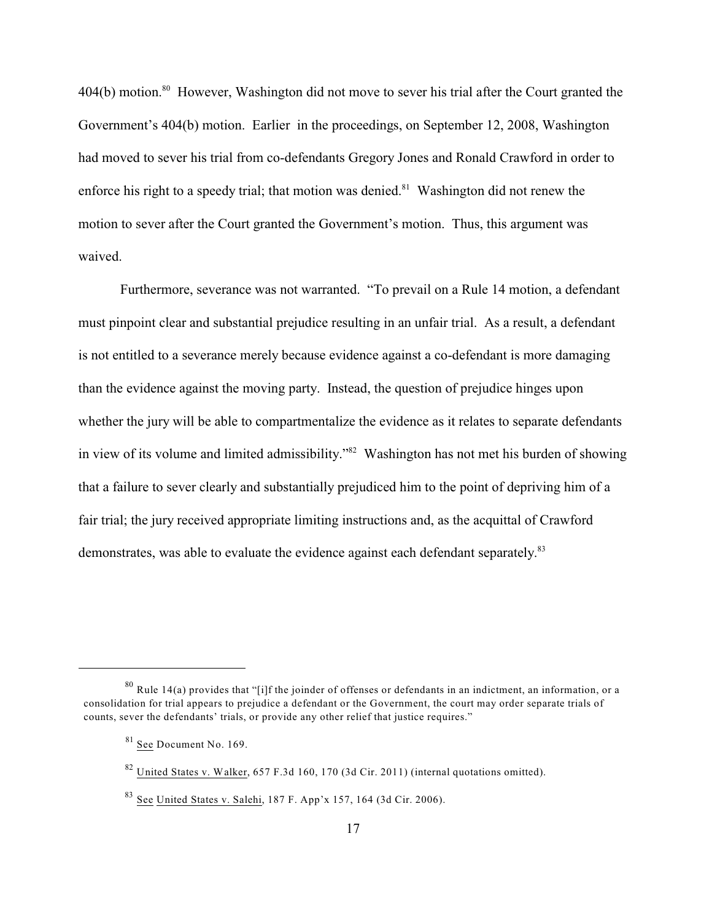404(b) motion.[80] However, Washington did not move to sever his trial after the Court granted the Government's 404(b) motion. Earlier in the proceedings, on September 12, 2008, Washington had moved to sever his trial from co-defendants Gregory Jones and Ronald Crawford in order to enforce his right to a speedy trial; that motion was denied.[81] Washington did not renew the motion to sever after the Court granted the Government's motion. Thus, this argument was waived.

Furthermore, severance was not warranted. "To prevail on a Rule 14 motion, a defendant must pinpoint clear and substantial prejudice resulting in an unfair trial. As a result, a defendant is not entitled to a severance merely because evidence against a co-defendant is more damaging than the evidence against the moving party. Instead, the question of prejudice hinges upon whether the jury will be able to compartmentalize the evidence as it relates to separate defendants in view of its volume and limited admissibility."[82] Washington has not met his burden of showing that a failure to sever clearly and substantially prejudiced him to the point of depriving him of a fair trial; the jury received appropriate limiting instructions and, as the acquittal of Crawford demonstrates, was able to evaluate the evidence against each defendant separately.[83]

---

[80] Rule 14(a) provides that "[i]f the joinder of offenses or defendants in an indictment, an information, or a consolidation for trial appears to prejudice a defendant or the Government, the court may order separate trials of counts, sever the defendants' trials, or provide any other relief that justice requires."

[81] See Document No. 169.

[82] United States v. Walker, 657 F.3d 160, 170 (3d Cir. 2011) (internal quotations omitted).

[83] See United States v. Salehi, 187 F. App'x 157, 164 (3d Cir. 2006).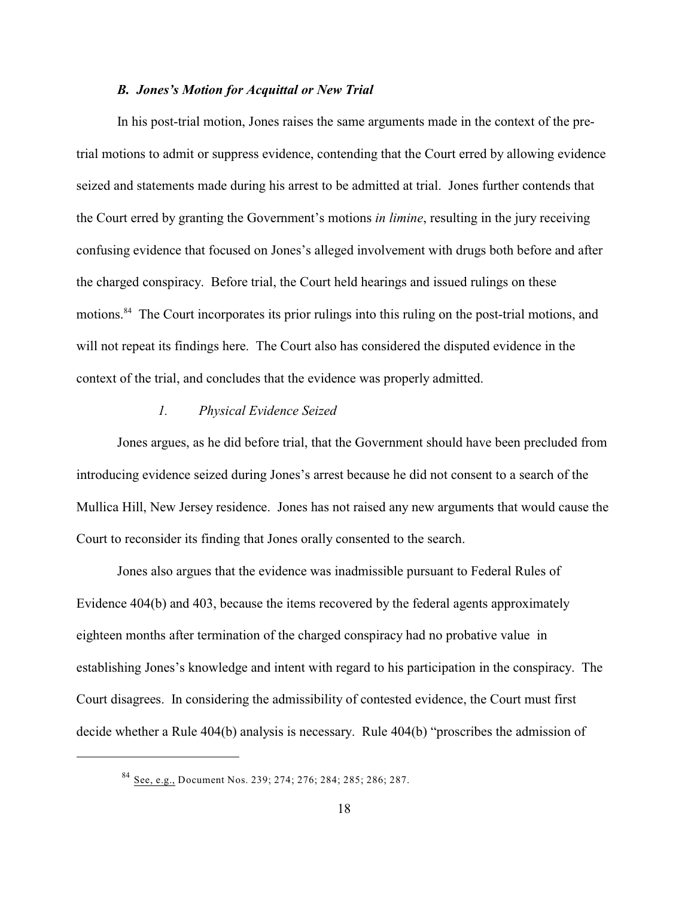### *B. Jones's Motion for Acquittal or New Trial*

In his post-trial motion, Jones raises the same arguments made in the context of the pre-trial motions to admit or suppress evidence, contending that the Court erred by allowing evidence seized and statements made during his arrest to be admitted at trial. Jones further contends that the Court erred by granting the Government's motions *in limine*, resulting in the jury receiving confusing evidence that focused on Jones's alleged involvement with drugs both before and after the charged conspiracy. Before trial, the Court held hearings and issued rulings on these motions.[84] The Court incorporates its prior rulings into this ruling on the post-trial motions, and will not repeat its findings here. The Court also has considered the disputed evidence in the context of the trial, and concludes that the evidence was properly admitted.

#### *1. Physical Evidence Seized*

Jones argues, as he did before trial, that the Government should have been precluded from introducing evidence seized during Jones's arrest because he did not consent to a search of the Mullica Hill, New Jersey residence. Jones has not raised any new arguments that would cause the Court to reconsider its finding that Jones orally consented to the search.

Jones also argues that the evidence was inadmissible pursuant to Federal Rules of Evidence 404(b) and 403, because the items recovered by the federal agents approximately eighteen months after termination of the charged conspiracy had no probative value in establishing Jones's knowledge and intent with regard to his participation in the conspiracy. The Court disagrees. In considering the admissibility of contested evidence, the Court must first decide whether a Rule 404(b) analysis is necessary. Rule 404(b) "proscribes the admission of

---

[84] See, e.g., Document Nos. 239; 274; 276; 284; 285; 286; 287.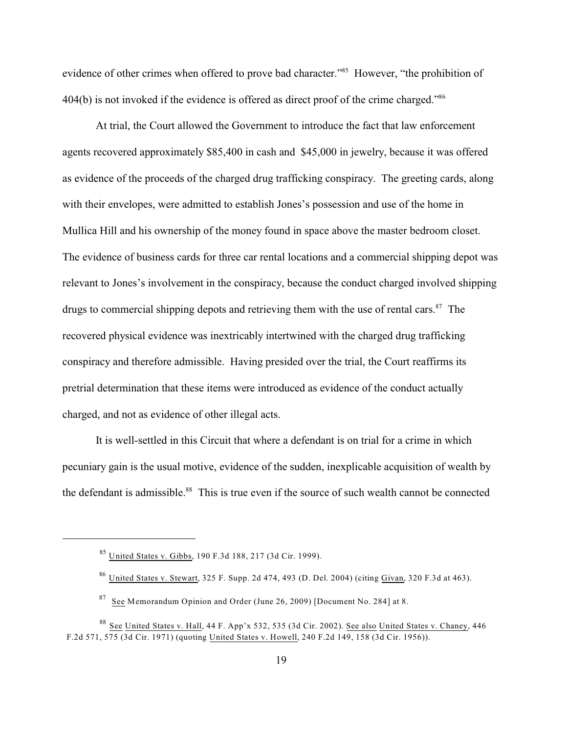evidence of other crimes when offered to prove bad character."[85] However, "the prohibition of 404(b) is not invoked if the evidence is offered as direct proof of the crime charged."[86]

At trial, the Court allowed the Government to introduce the fact that law enforcement agents recovered approximately $85,400 in cash and $45,000 in jewelry, because it was offered as evidence of the proceeds of the charged drug trafficking conspiracy. The greeting cards, along with their envelopes, were admitted to establish Jones's possession and use of the home in Mullica Hill and his ownership of the money found in space above the master bedroom closet. The evidence of business cards for three car rental locations and a commercial shipping depot was relevant to Jones's involvement in the conspiracy, because the conduct charged involved shipping drugs to commercial shipping depots and retrieving them with the use of rental cars.[87] The recovered physical evidence was inextricably intertwined with the charged drug trafficking conspiracy and therefore admissible. Having presided over the trial, the Court reaffirms its pretrial determination that these items were introduced as evidence of the conduct actually charged, and not as evidence of other illegal acts.

It is well-settled in this Circuit that where a defendant is on trial for a crime in which pecuniary gain is the usual motive, evidence of the sudden, inexplicable acquisition of wealth by the defendant is admissible.[88] This is true even if the source of such wealth cannot be connected

---

[85] United States v. Gibbs, 190 F.3d 188, 217 (3d Cir. 1999).

[86] United States v. Stewart, 325 F. Supp. 2d 474, 493 (D. Del. 2004) (citing Givan, 320 F.3d at 463).

[87] See Memorandum Opinion and Order (June 26, 2009) [Document No. 284] at 8.

[88] See United States v. Hall, 44 F. App'x 532, 535 (3d Cir. 2002). See also United States v. Chaney, 446 F.2d 571, 575 (3d Cir. 1971) (quoting United States v. Howell, 240 F.2d 149, 158 (3d Cir. 1956)).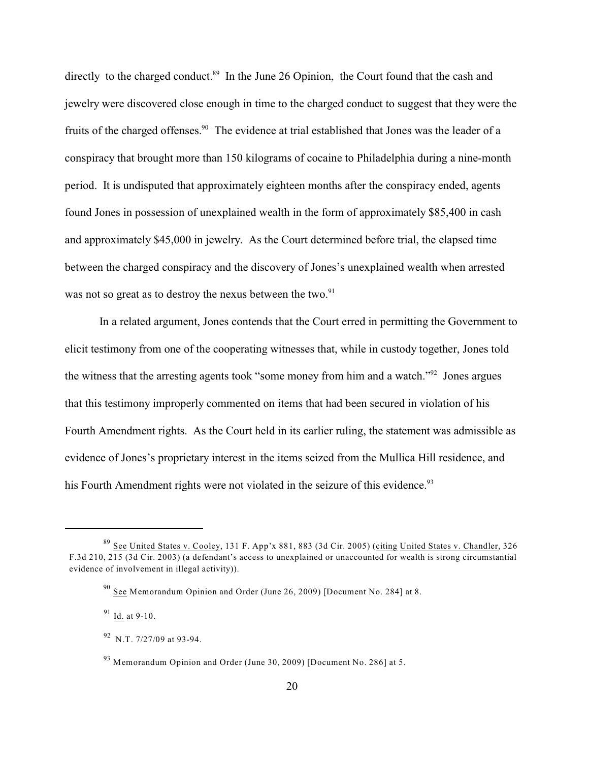directly to the charged conduct.[89] In the June 26 Opinion, the Court found that the cash and jewelry were discovered close enough in time to the charged conduct to suggest that they were the fruits of the charged offenses.[90] The evidence at trial established that Jones was the leader of a conspiracy that brought more than 150 kilograms of cocaine to Philadelphia during a nine-month period. It is undisputed that approximately eighteen months after the conspiracy ended, agents found Jones in possession of unexplained wealth in the form of approximately $85,400 in cash and approximately $45,000 in jewelry. As the Court determined before trial, the elapsed time between the charged conspiracy and the discovery of Jones's unexplained wealth when arrested was not so great as to destroy the nexus between the two.[91]

In a related argument, Jones contends that the Court erred in permitting the Government to elicit testimony from one of the cooperating witnesses that, while in custody together, Jones told the witness that the arresting agents took "some money from him and a watch."[92] Jones argues that this testimony improperly commented on items that had been secured in violation of his Fourth Amendment rights. As the Court held in its earlier ruling, the statement was admissible as evidence of Jones's proprietary interest in the items seized from the Mullica Hill residence, and his Fourth Amendment rights were not violated in the seizure of this evidence.[93]

---

[89] See United States v. Cooley, 131 F. App'x 881, 883 (3d Cir. 2005) (citing United States v. Chandler, 326 F.3d 210, 215 (3d Cir. 2003) (a defendant's access to unexplained or unaccounted for wealth is strong circumstantial evidence of involvement in illegal activity)).

[90] See Memorandum Opinion and Order (June 26, 2009) [Document No. 284] at 8.

[91] Id. at 9-10.

[92] N.T. 7/27/09 at 93-94.

[93] Memorandum Opinion and Order (June 30, 2009) [Document No. 286] at 5.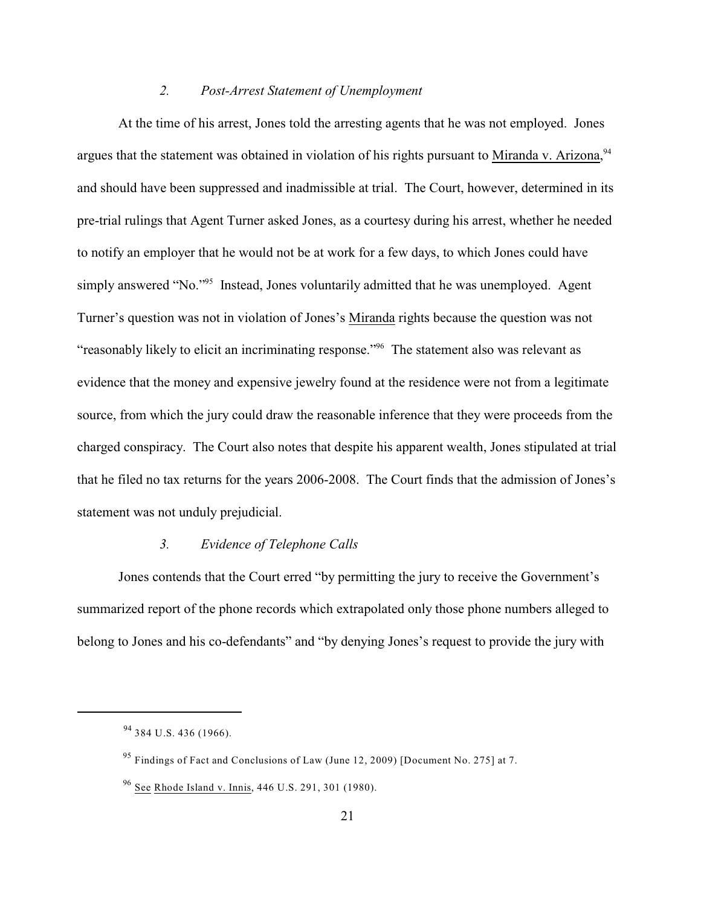### *2. Post-Arrest Statement of Unemployment*

At the time of his arrest, Jones told the arresting agents that he was not employed. Jones argues that the statement was obtained in violation of his rights pursuant to Miranda v. Arizona,[94] and should have been suppressed and inadmissible at trial. The Court, however, determined in its pre-trial rulings that Agent Turner asked Jones, as a courtesy during his arrest, whether he needed to notify an employer that he would not be at work for a few days, to which Jones could have simply answered "No."[95] Instead, Jones voluntarily admitted that he was unemployed. Agent Turner's question was not in violation of Jones's Miranda rights because the question was not "reasonably likely to elicit an incriminating response."[96] The statement also was relevant as evidence that the money and expensive jewelry found at the residence were not from a legitimate source, from which the jury could draw the reasonable inference that they were proceeds from the charged conspiracy. The Court also notes that despite his apparent wealth, Jones stipulated at trial that he filed no tax returns for the years 2006-2008. The Court finds that the admission of Jones's statement was not unduly prejudicial.

### *3. Evidence of Telephone Calls*

Jones contends that the Court erred "by permitting the jury to receive the Government's summarized report of the phone records which extrapolated only those phone numbers alleged to belong to Jones and his co-defendants" and "by denying Jones's request to provide the jury with

---

[94] 384 U.S. 436 (1966).

[95] Findings of Fact and Conclusions of Law (June 12, 2009) [Document No. 275] at 7.

[96] See Rhode Island v. Innis, 446 U.S. 291, 301 (1980).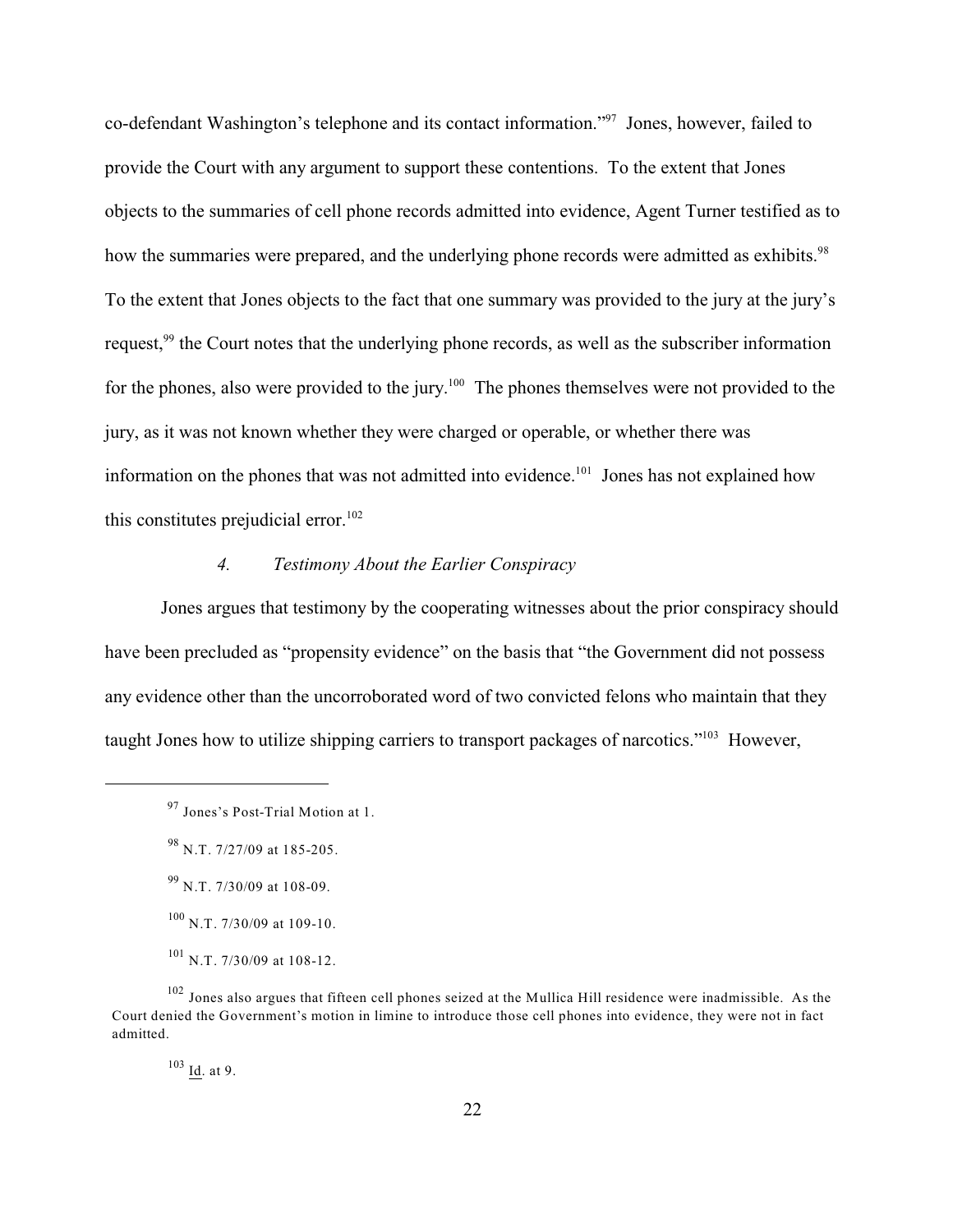co-defendant Washington's telephone and its contact information."[97] Jones, however, failed to provide the Court with any argument to support these contentions. To the extent that Jones objects to the summaries of cell phone records admitted into evidence, Agent Turner testified as to how the summaries were prepared, and the underlying phone records were admitted as exhibits.[98] To the extent that Jones objects to the fact that one summary was provided to the jury at the jury's request,[99] the Court notes that the underlying phone records, as well as the subscriber information for the phones, also were provided to the jury.[100] The phones themselves were not provided to the jury, as it was not known whether they were charged or operable, or whether there was information on the phones that was not admitted into evidence.[101] Jones has not explained how this constitutes prejudicial error.[102]

### *4. Testimony About the Earlier Conspiracy*

Jones argues that testimony by the cooperating witnesses about the prior conspiracy should have been precluded as "propensity evidence" on the basis that "the Government did not possess any evidence other than the uncorroborated word of two convicted felons who maintain that they taught Jones how to utilize shipping carriers to transport packages of narcotics."[103] However,

---

[97] Jones's Post-Trial Motion at 1.

[98] N.T. 7/27/09 at 185-205.

[99] N.T. 7/30/09 at 108-09.

[100] N.T. 7/30/09 at 109-10.

[101] N.T. 7/30/09 at 108-12.

[102] Jones also argues that fifteen cell phones seized at the Mullica Hill residence were inadmissible. As the Court denied the Government's motion in limine to introduce those cell phones into evidence, they were not in fact admitted.

[103] Id. at 9.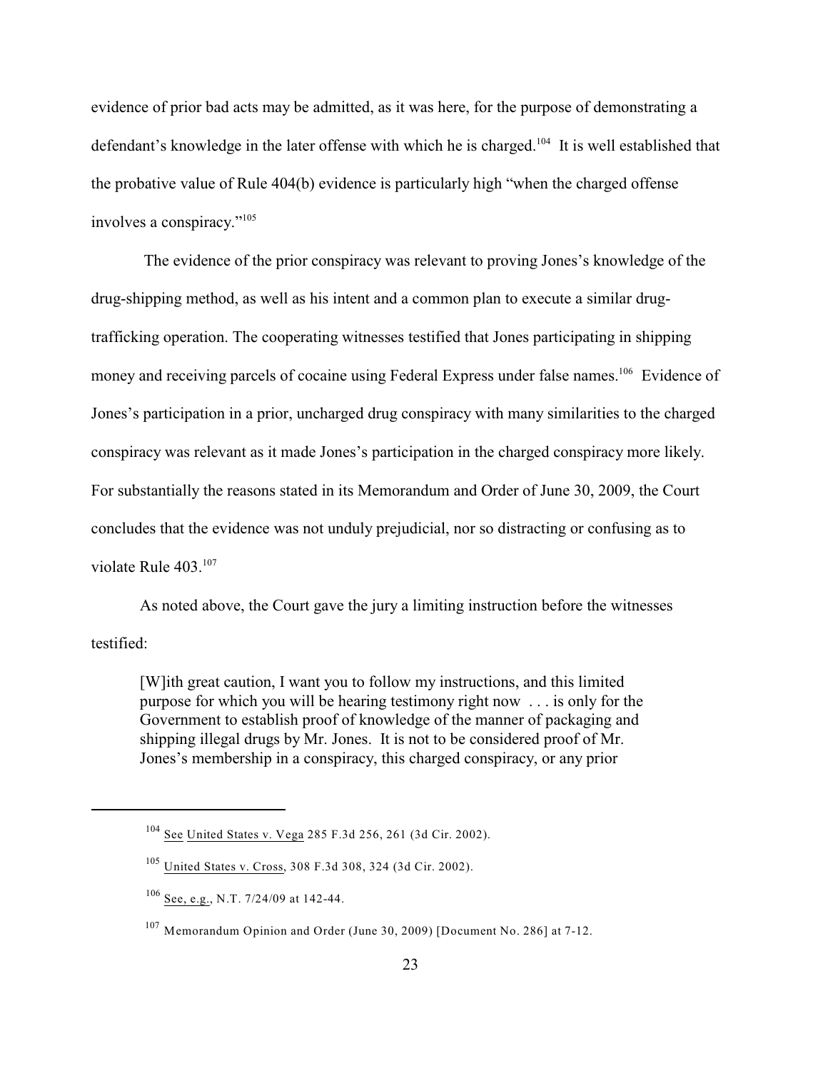evidence of prior bad acts may be admitted, as it was here, for the purpose of demonstrating a defendant's knowledge in the later offense with which he is charged.[104] It is well established that the probative value of Rule 404(b) evidence is particularly high "when the charged offense involves a conspiracy."[105]

The evidence of the prior conspiracy was relevant to proving Jones's knowledge of the drug-shipping method, as well as his intent and a common plan to execute a similar drug-trafficking operation. The cooperating witnesses testified that Jones participating in shipping money and receiving parcels of cocaine using Federal Express under false names.[106] Evidence of Jones's participation in a prior, uncharged drug conspiracy with many similarities to the charged conspiracy was relevant as it made Jones's participation in the charged conspiracy more likely. For substantially the reasons stated in its Memorandum and Order of June 30, 2009, the Court concludes that the evidence was not unduly prejudicial, nor so distracting or confusing as to violate Rule 403.[107]

As noted above, the Court gave the jury a limiting instruction before the witnesses testified:

> [W]ith great caution, I want you to follow my instructions, and this limited purpose for which you will be hearing testimony right now . . . is only for the Government to establish proof of knowledge of the manner of packaging and shipping illegal drugs by Mr. Jones. It is not to be considered proof of Mr. Jones's membership in a conspiracy, this charged conspiracy, or any prior

---

[104] See United States v. Vega 285 F.3d 256, 261 (3d Cir. 2002).

[105] United States v. Cross, 308 F.3d 308, 324 (3d Cir. 2002).

[106] See, e.g., N.T. 7/24/09 at 142-44.

[107] Memorandum Opinion and Order (June 30, 2009) [Document No. 286] at 7-12.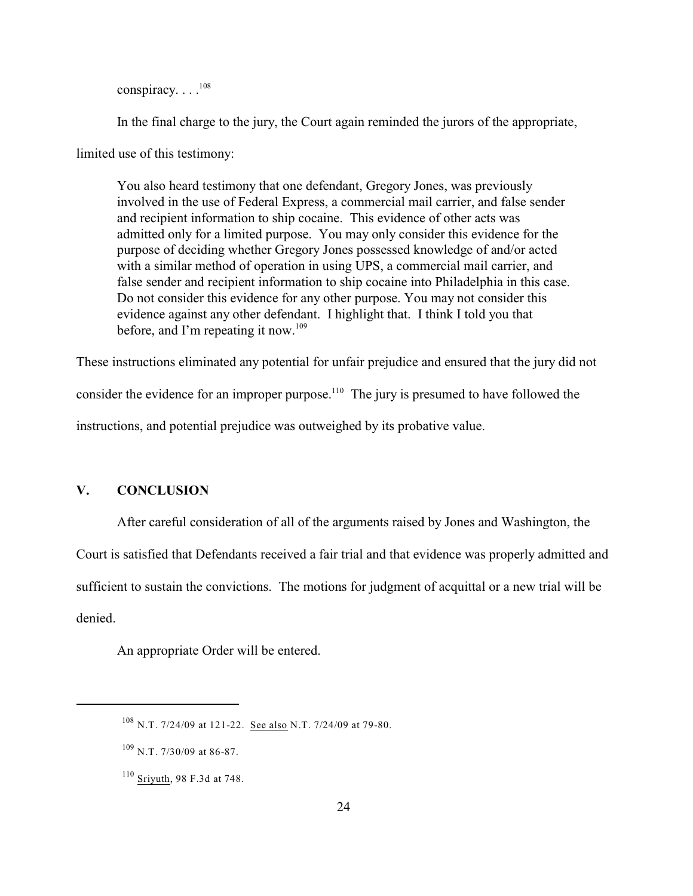> conspiracy. . . .[108]

In the final charge to the jury, the Court again reminded the jurors of the appropriate, limited use of this testimony:

> You also heard testimony that one defendant, Gregory Jones, was previously involved in the use of Federal Express, a commercial mail carrier, and false sender and recipient information to ship cocaine. This evidence of other acts was admitted only for a limited purpose. You may only consider this evidence for the purpose of deciding whether Gregory Jones possessed knowledge of and/or acted with a similar method of operation in using UPS, a commercial mail carrier, and false sender and recipient information to ship cocaine into Philadelphia in this case. Do not consider this evidence for any other purpose. You may not consider this evidence against any other defendant. I highlight that. I think I told you that before, and I'm repeating it now.[109]

These instructions eliminated any potential for unfair prejudice and ensured that the jury did not consider the evidence for an improper purpose.[110] The jury is presumed to have followed the instructions, and potential prejudice was outweighed by its probative value.

## V. CONCLUSION

After careful consideration of all of the arguments raised by Jones and Washington, the Court is satisfied that Defendants received a fair trial and that evidence was properly admitted and sufficient to sustain the convictions. The motions for judgment of acquittal or a new trial will be denied.

An appropriate Order will be entered.

---

[108] N.T. 7/24/09 at 121-22. See also N.T. 7/24/09 at 79-80.

[109] N.T. 7/30/09 at 86-87.

[110] Sriyuth, 98 F.3d at 748.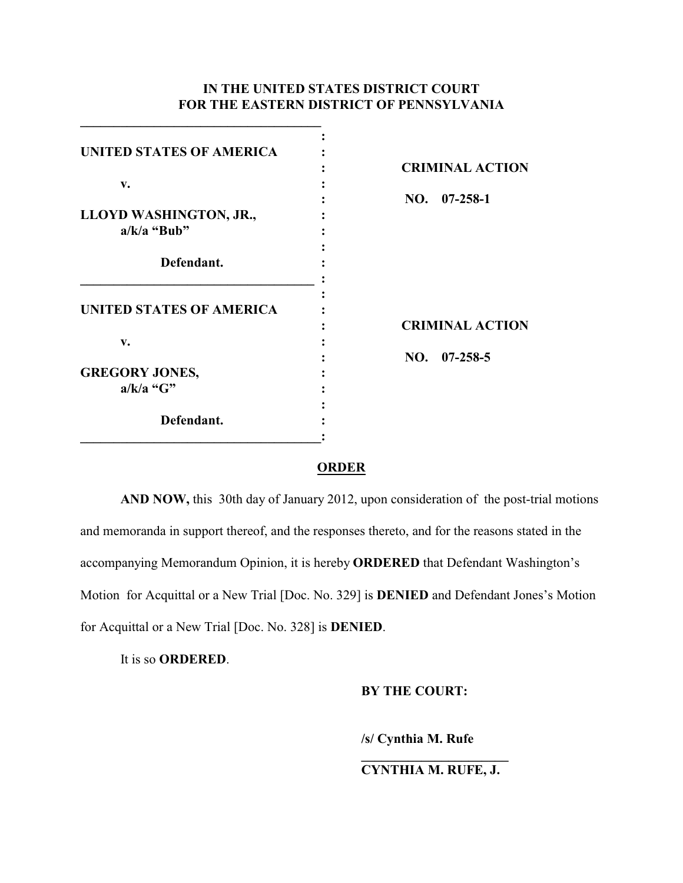**IN THE UNITED STATES DISTRICT COURT**
**FOR THE EASTERN DISTRICT OF PENNSYLVANIA**

| | |
|---|---|
| **UNITED STATES OF AMERICA** | **CRIMINAL ACTION** |
| **v.** | **NO. 07-258-1** |
| **LLOYD WASHINGTON, JR., a/k/a "Bub"** | |
| **Defendant.** | |
| **UNITED STATES OF AMERICA** | **CRIMINAL ACTION** |
| **v.** | **NO. 07-258-5** |
| **GREGORY JONES, a/k/a "G"** | |
| **Defendant.** | |

## ORDER

**AND NOW,** this 30th day of January 2012, upon consideration of the post-trial motions and memoranda in support thereof, and the responses thereto, and for the reasons stated in the accompanying Memorandum Opinion, it is hereby **ORDERED** that Defendant Washington's Motion for Acquittal or a New Trial [Doc. No. 329] is **DENIED** and Defendant Jones's Motion for Acquittal or a New Trial [Doc. No. 328] is **DENIED**.

It is so **ORDERED**.

**BY THE COURT:**

**/s/ Cynthia M. Rufe**

**CYNTHIA M. RUFE, J.**